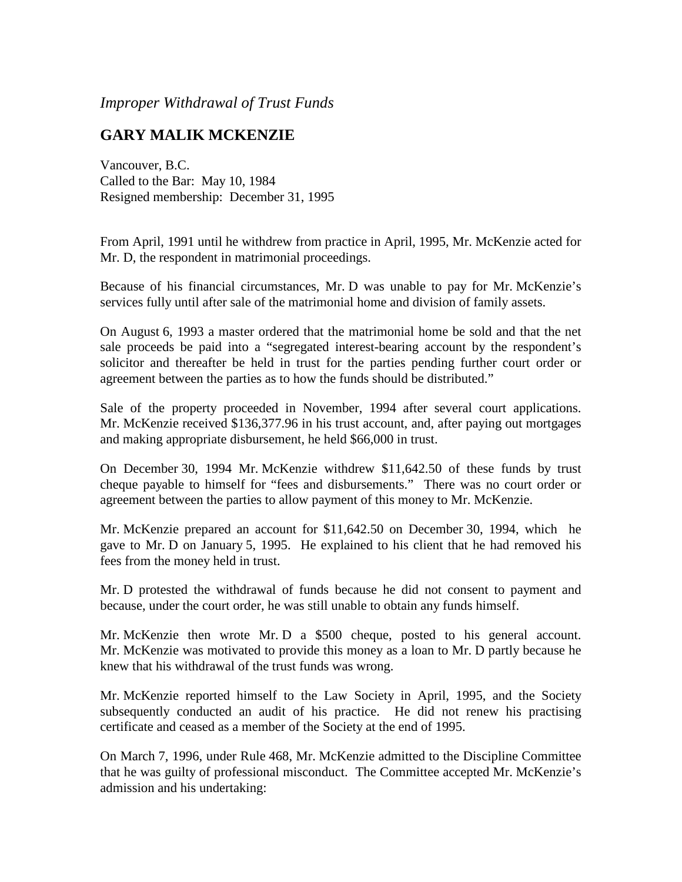*Improper Withdrawal of Trust Funds*

## GARY MALIK MCKENZIE

Vancouver, B.C.
Called to the Bar: May 10, 1984
Resigned membership: December 31, 1995

From April, 1991 until he withdrew from practice in April, 1995, Mr. McKenzie acted for Mr. D, the respondent in matrimonial proceedings.

Because of his financial circumstances, Mr. D was unable to pay for Mr. McKenzie's services fully until after sale of the matrimonial home and division of family assets.

On August 6, 1993 a master ordered that the matrimonial home be sold and that the net sale proceeds be paid into a "segregated interest-bearing account by the respondent's solicitor and thereafter be held in trust for the parties pending further court order or agreement between the parties as to how the funds should be distributed."

Sale of the property proceeded in November, 1994 after several court applications. Mr. McKenzie received $136,377.96 in his trust account, and, after paying out mortgages and making appropriate disbursement, he held $66,000 in trust.

On December 30, 1994 Mr. McKenzie withdrew $11,642.50 of these funds by trust cheque payable to himself for "fees and disbursements." There was no court order or agreement between the parties to allow payment of this money to Mr. McKenzie.

Mr. McKenzie prepared an account for $11,642.50 on December 30, 1994, which he gave to Mr. D on January 5, 1995. He explained to his client that he had removed his fees from the money held in trust.

Mr. D protested the withdrawal of funds because he did not consent to payment and because, under the court order, he was still unable to obtain any funds himself.

Mr. McKenzie then wrote Mr. D a $500 cheque, posted to his general account. Mr. McKenzie was motivated to provide this money as a loan to Mr. D partly because he knew that his withdrawal of the trust funds was wrong.

Mr. McKenzie reported himself to the Law Society in April, 1995, and the Society subsequently conducted an audit of his practice. He did not renew his practising certificate and ceased as a member of the Society at the end of 1995.

On March 7, 1996, under Rule 468, Mr. McKenzie admitted to the Discipline Committee that he was guilty of professional misconduct. The Committee accepted Mr. McKenzie's admission and his undertaking: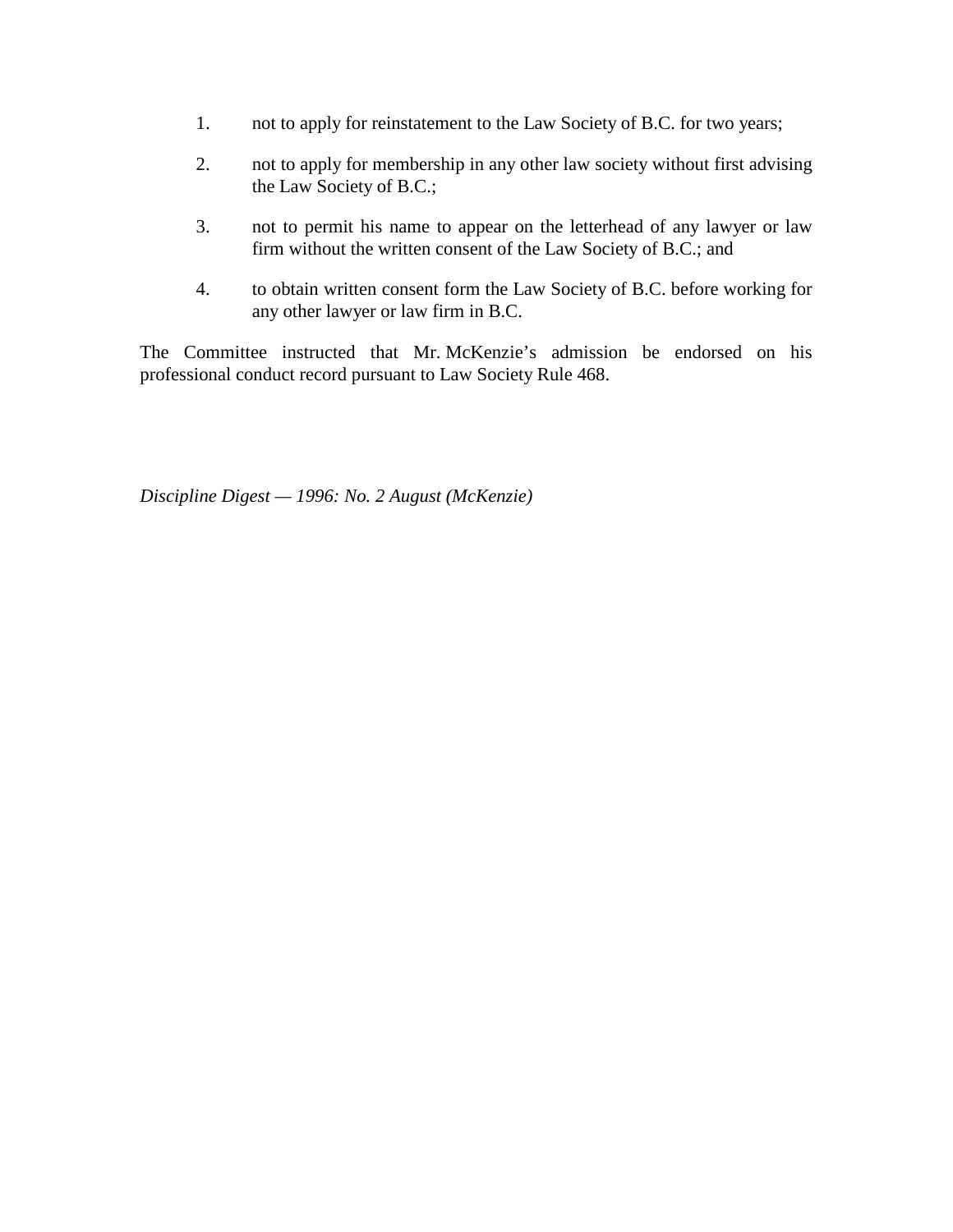1. not to apply for reinstatement to the Law Society of B.C. for two years;

2. not to apply for membership in any other law society without first advising the Law Society of B.C.;

3. not to permit his name to appear on the letterhead of any lawyer or law firm without the written consent of the Law Society of B.C.; and

4. to obtain written consent form the Law Society of B.C. before working for any other lawyer or law firm in B.C.

The Committee instructed that Mr. McKenzie's admission be endorsed on his professional conduct record pursuant to Law Society Rule 468.

*Discipline Digest — 1996: No. 2 August (McKenzie)*